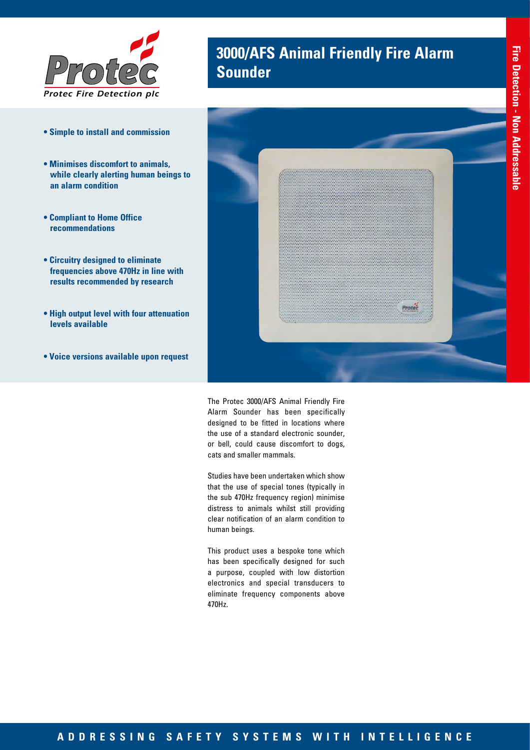# 3000/AFS Animal Friendly Fire Alarm Sounder

- **Simple to install and commission**
- **Minimises discomfort to animals, while clearly alerting human beings to an alarm condition**
- **Compliant to Home Office recommendations**
- **Circuitry designed to eliminate frequencies above 470Hz in line with results recommended by research**
- **High output level with four attenuation levels available**
- **Voice versions available upon request**

The Protec 3000/AFS Animal Friendly Fire Alarm Sounder has been specifically designed to be fitted in locations where the use of a standard electronic sounder, or bell, could cause discomfort to dogs, cats and smaller mammals.

Studies have been undertaken which show that the use of special tones (typically in the sub 470Hz frequency region) minimise distress to animals whilst still providing clear notification of an alarm condition to human beings.

This product uses a bespoke tone which has been specifically designed for such a purpose, coupled with low distortion electronics and special transducers to eliminate frequency components above 470Hz.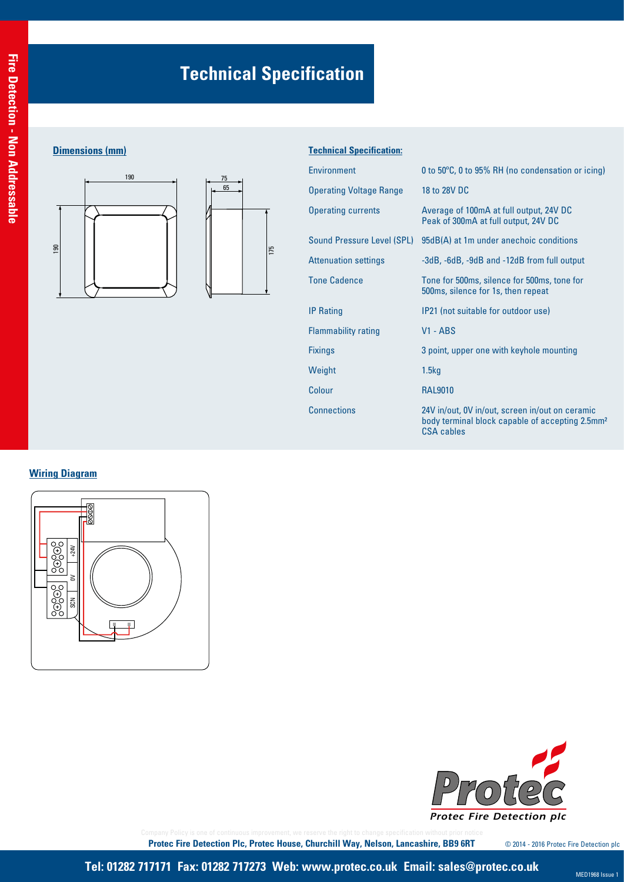# Technical Specification

## Dimensions (mm)

190

190

75

65

175

## Technical Specification:

| | |
|---|---|
| Environment | 0 to 50ºC, 0 to 95% RH (no condensation or icing) |
| Operating Voltage Range | 18 to 28V DC |
| Operating currents | Average of 100mA at full output, 24V DC<br>Peak of 300mA at full output, 24V DC |
| Sound Pressure Level (SPL) | 95dB(A) at 1m under anechoic conditions |
| Attenuation settings | -3dB, -6dB, -9dB and -12dB from full output |
| Tone Cadence | Tone for 500ms, silence for 500ms, tone for 500ms, silence for 1s, then repeat |
| IP Rating | IP21 (not suitable for outdoor use) |
| Flammability rating | V1 - ABS |
| Fixings | 3 point, upper one with keyhole mounting |
| Weight | 1.5kg |
| Colour | RAL9010 |
| Connections | 24V in/out, 0V in/out, screen in/out on ceramic body terminal block capable of accepting 2.5mm² CSA cables |

## Wiring Diagram

+24V

0V

SCN

Company Policy is one of continuous improvement, we reserve the right to change specification without prior notice

**Protec Fire Detection Plc, Protec House, Churchill Way, Nelson, Lancashire, BB9 6RT**

© 2014 - 2016 Protec Fire Detection plc

**Tel: 01282 717171 Fax: 01282 717273 Web: www.protec.co.uk Email: sales@protec.co.uk**

MED1968 Issue 1